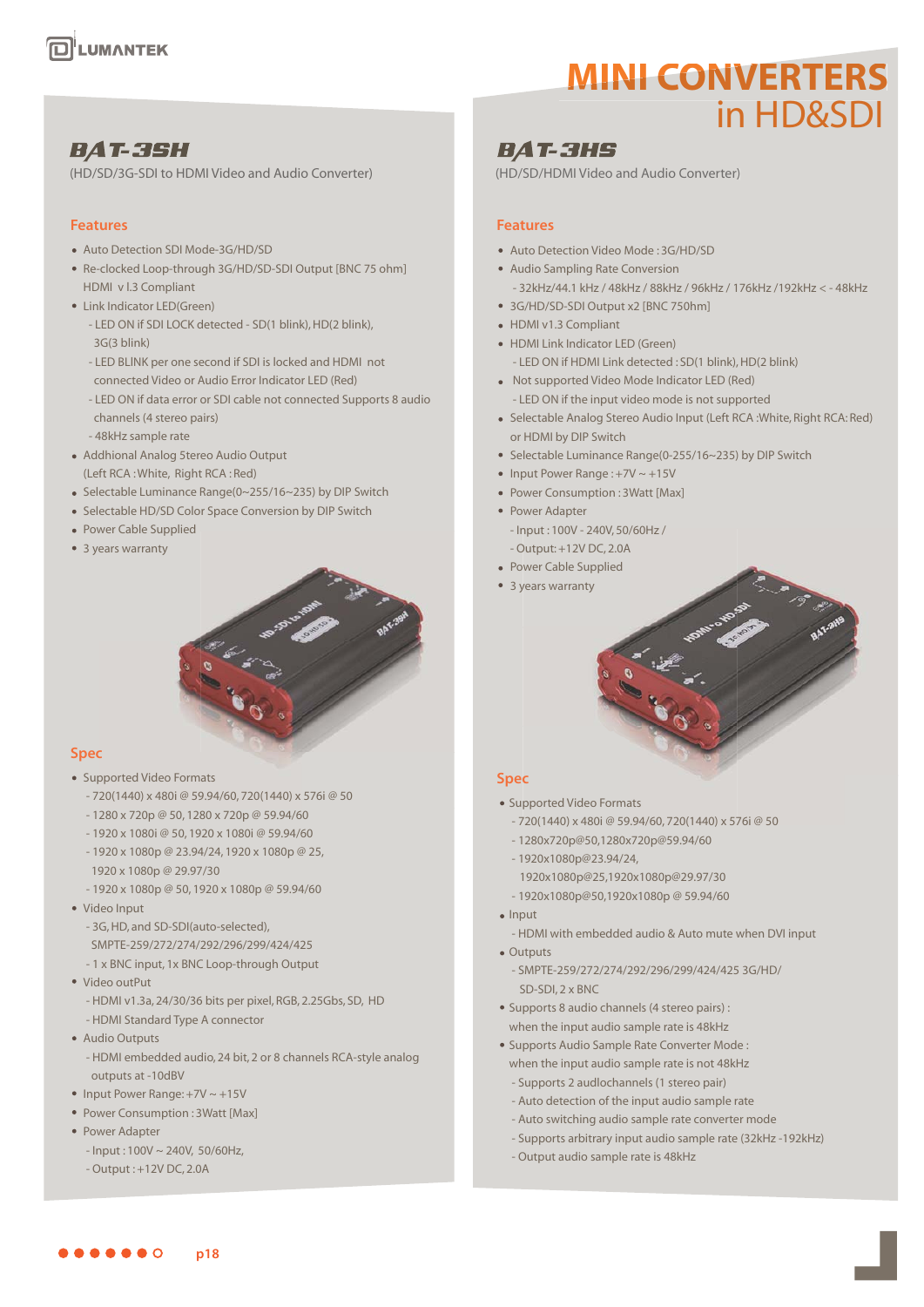# MINI CONVERTERS in HD&SDI

## BAT-3SH

(HD/SD/3G-SDI to HDMI Video and Audio Converter)

### Features

- Auto Detection SDI Mode-3G/HD/SD
- Re-clocked Loop-through 3G/HD/SD-SDI Output [BNC 75 ohm] HDMI v l.3 Compliant
- Link Indicator LED(Green)
  - LED ON if SDI LOCK detected - SD(1 blink), HD(2 blink), 3G(3 blink)
  - LED BLINK per one second if SDI is locked and HDMI not connected Video or Audio Error Indicator LED (Red)
  - LED ON if data error or SDI cable not connected Supports 8 audio channels (4 stereo pairs)
  - 48kHz sample rate
- Addhional Analog Stereo Audio Output (Left RCA :White, Right RCA : Red)
- Selectable Luminance Range(0~255/16~235) by DIP Switch
- Selectable HD/SD Color Space Conversion by DIP Switch
- Power Cable Supplied
- 3 years warranty

### Spec

- Supported Video Formats
  - 720(1440) x 480i @ 59.94/60, 720(1440) x 576i @ 50
  - 1280 x 720p @ 50, 1280 x 720p @ 59.94/60
  - 1920 x 1080i @ 50, 1920 x 1080i @ 59.94/60
  - 1920 x 1080p @ 23.94/24, 1920 x 1080p @ 25, 1920 x 1080p @ 29.97/30
  - 1920 x 1080p @ 50, 1920 x 1080p @ 59.94/60
- Video Input
  - 3G, HD, and SD-SDI(auto-selected), SMPTE-259/272/274/292/296/299/424/425
  - 1 x BNC input, 1x BNC Loop-through Output
- Video outPut
  - HDMI v1.3a, 24/30/36 bits per pixel, RGB, 2.25Gbs, SD, HD
  - HDMI Standard Type A connector
- Audio Outputs
  - HDMI embedded audio, 24 bit, 2 or 8 channels RCA-style analog outputs at -10dBV
- Input Power Range: +7V ~ +15V
- Power Consumption : 3Watt [Max]
- Power Adapter
  - Input : 100V ~ 240V, 50/60Hz,
  - Output : +12V DC, 2.0A

## BAT-3HS

(HD/SD/HDMI Video and Audio Converter)

### Features

- Auto Detection Video Mode : 3G/HD/SD
- Audio Sampling Rate Conversion
  - 32kHz/44.1 kHz / 48kHz / 88kHz / 96kHz / 176kHz /192kHz < - 48kHz
- 3G/HD/SD-SDI Output x2 [BNC 750hm]
- HDMI v1.3 Compliant
- HDMI Link Indicator LED (Green)
  - LED ON if HDMI Link detected : SD(1 blink), HD(2 blink)
- Not supported Video Mode Indicator LED (Red)
  - LED ON if the input video mode is not supported
- Selectable Analog Stereo Audio Input (Left RCA :White, Right RCA: Red) or HDMI by DIP Switch
- Selectable Luminance Range(0-255/16~235) by DIP Switch
- Input Power Range : +7V ~ +15V
- Power Consumption : 3Watt [Max]
- Power Adapter
  - Input : 100V - 240V, 50/60Hz /
  - Output: +12V DC, 2.0A
- Power Cable Supplied
- 3 years warranty

### Spec

- Supported Video Formats
  - 720(1440) x 480i @ 59.94/60, 720(1440) x 576i @ 50
  - 1280x720p@50,1280x720p@59.94/60
  - 1920x1080p@23.94/24, 1920x1080p@25,1920x1080p@29.97/30
  - 1920x1080p@50,1920x1080p @ 59.94/60
- Input
  - HDMI with embedded audio & Auto mute when DVI input
- Outputs
  - SMPTE-259/272/274/292/296/299/424/425 3G/HD/ SD-SDI, 2 x BNC
- Supports 8 audio channels (4 stereo pairs) : when the input audio sample rate is 48kHz
- Supports Audio Sample Rate Converter Mode : when the input audio sample rate is not 48kHz
  - Supports 2 audlochannels (1 stereo pair)
  - Auto detection of the input audio sample rate
  - Auto switching audio sample rate converter mode
  - Supports arbitrary input audio sample rate (32kHz -192kHz)
  - Output audio sample rate is 48kHz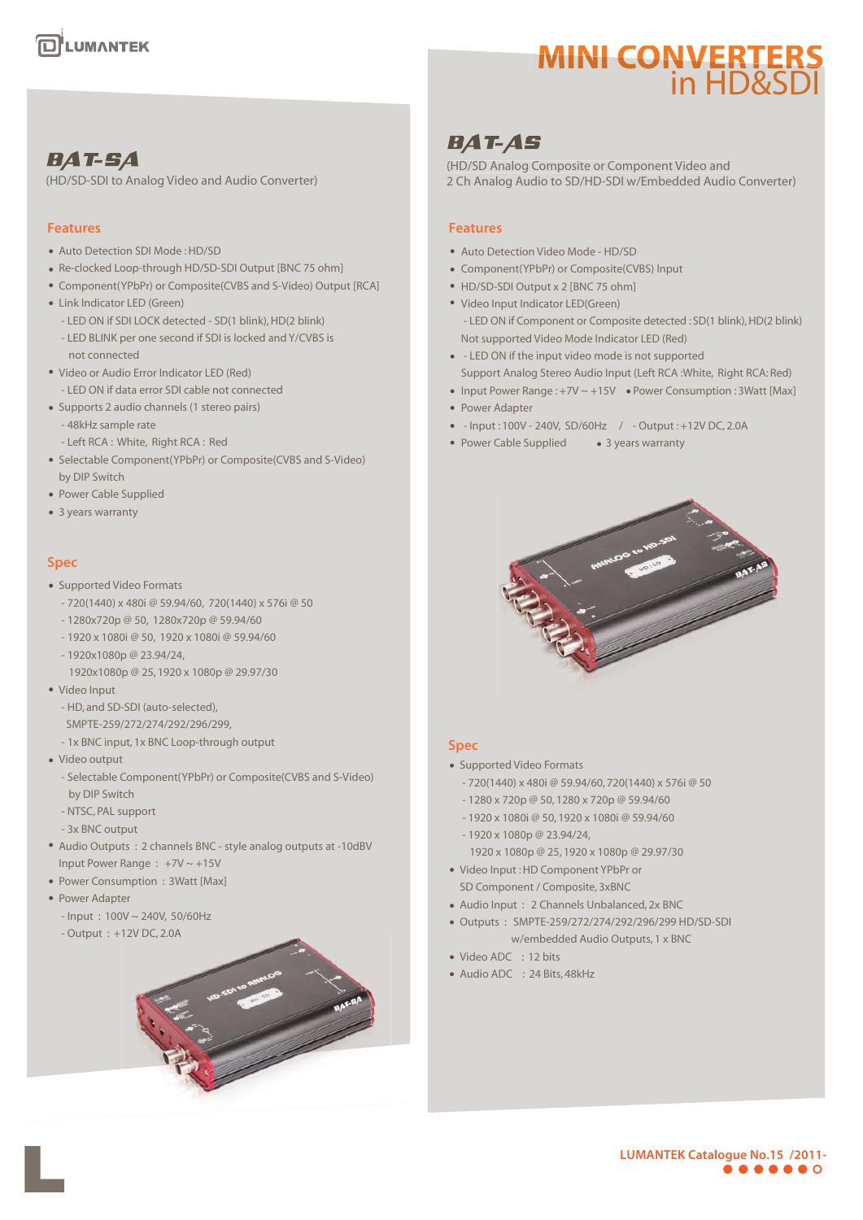# MINI CONVERTERS in HD&SDI

## BAT-SA

(HD/SD-SDI to Analog Video and Audio Converter)

### Features

- Auto Detection SDI Mode : HD/SD
- Re-clocked Loop-through HD/SD-SDI Output [BNC 75 ohm]
- Component(YPbPr) or Composite(CVBS and S-Video) Output [RCA]
- Link Indicator LED (Green)
  - LED ON if SDI LOCK detected - SD(1 blink), HD(2 blink)
  - LED BLINK per one second if SDI is locked and Y/CVBS is not connected
- Video or Audio Error Indicator LED (Red)
  - LED ON if data error SDI cable not connected
- Supports 2 audio channels (1 stereo pairs)
  - 48kHz sample rate
  - Left RCA : White, Right RCA : Red
- Selectable Component(YPbPr) or Composite(CVBS and S-Video) by DIP Switch
- Power Cable Supplied
- 3 years warranty

### Spec

- Supported Video Formats
  - 720(1440) x 480i @ 59.94/60, 720(1440) x 576i @ 50
  - 1280x720p @ 50, 1280x720p @ 59.94/60
  - 1920 x 1080i @ 50, 1920 x 1080i @ 59.94/60
  - 1920x1080p @ 23.94/24, 1920x1080p @ 25, 1920 x 1080p @ 29.97/30
- Video Input
  - HD, and SD-SDI (auto-selected), SMPTE-259/272/274/292/296/299,
  - 1x BNC input, 1x BNC Loop-through output
- Video output
  - Selectable Component(YPbPr) or Composite(CVBS and S-Video) by DIP Switch
  - NTSC, PAL support
  - 3x BNC output
- Audio Outputs : 2 channels BNC - style analog outputs at -10dBV Input Power Range : +7V ~ +15V
- Power Consumption : 3Watt [Max]
- Power Adapter
  - Input : 100V ~ 240V, 50/60Hz
  - Output : +12V DC, 2.0A

## BAT-AS

(HD/SD Analog Composite or Component Video and 2 Ch Analog Audio to SD/HD-SDI w/Embedded Audio Converter)

### Features

- Auto Detection Video Mode - HD/SD
- Component(YPbPr) or Composite(CVBS) Input
- HD/SD-SDI Output x 2 [BNC 75 ohm]
- Video Input Indicator LED(Green)
  - LED ON if Component or Composite detected : SD(1 blink), HD(2 blink)
  
  Not supported Video Mode Indicator LED (Red)
- - LED ON if the input video mode is not supported
  
  Support Analog Stereo Audio Input (Left RCA :White, Right RCA: Red)
- Input Power Range : +7V ~ +15V • Power Consumption : 3Watt [Max]
- Power Adapter
- - Input : 100V - 240V, SD/60Hz / - Output : +12V DC, 2.0A
- Power Cable Supplied • 3 years warranty

### Spec

- Supported Video Formats
  - 720(1440) x 480i @ 59.94/60, 720(1440) x 576i @ 50
  - 1280 x 720p @ 50, 1280 x 720p @ 59.94/60
  - 1920 x 1080i @ 50, 1920 x 1080i @ 59.94/60
  - 1920 x 1080p @ 23.94/24, 1920 x 1080p @ 25, 1920 x 1080p @ 29.97/30
- Video Input : HD Component YPbPr or SD Component / Composite, 3xBNC
- Audio Input : 2 Channels Unbalanced, 2x BNC
- Outputs : SMPTE-259/272/274/292/296/299 HD/SD-SDI w/embedded Audio Outputs, 1 x BNC
- Video ADC : 12 bits
- Audio ADC : 24 Bits, 48kHz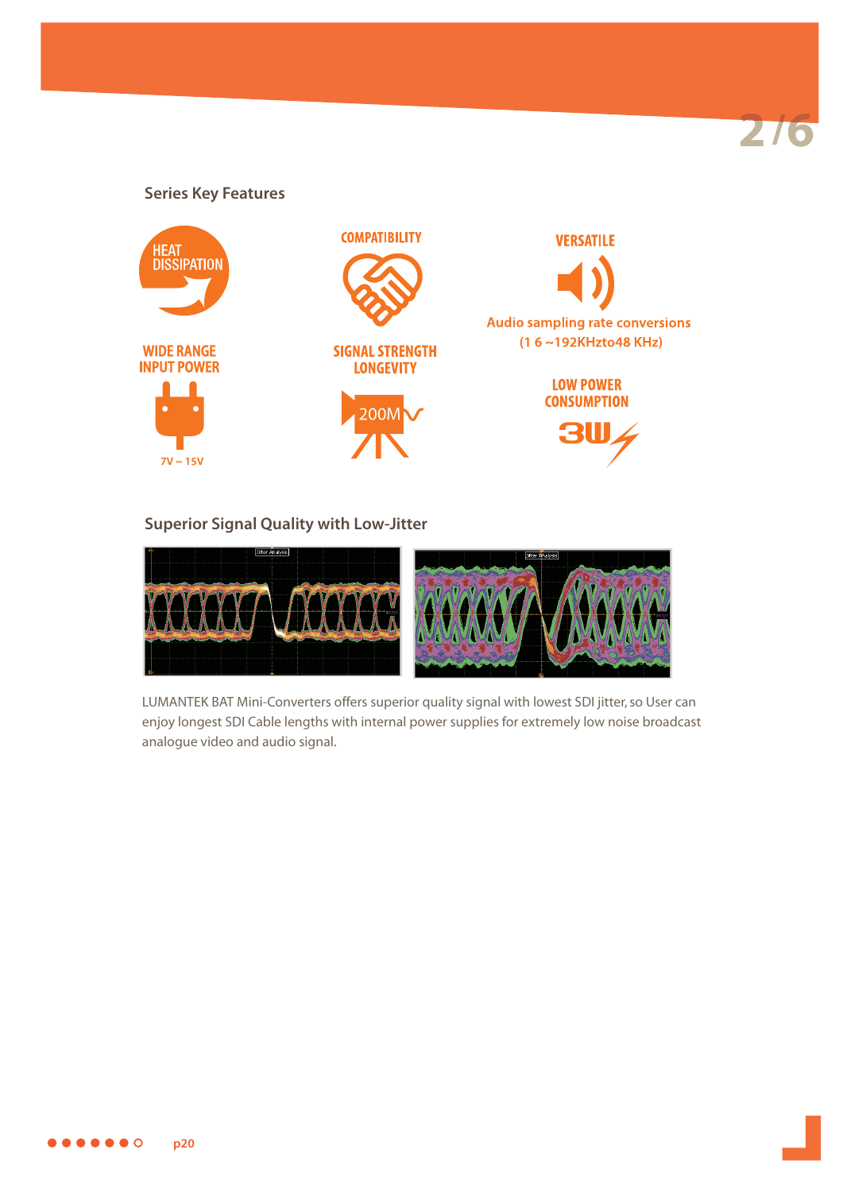## Series Key Features

HEAT DISSIPATION

COMPATIBILITY

VERSATILE

Audio sampling rate conversions
(1 6 ~192KHzto48 KHz)

WIDE RANGE INPUT POWER

7V ~ 15V

SIGNAL STRENGTH LONGEVITY

200M

LOW POWER CONSUMPTION

3W

## Superior Signal Quality with Low-Jitter

LUMANTEK BAT Mini-Converters offers superior quality signal with lowest SDI jitter, so User can enjoy longest SDI Cable lengths with internal power supplies for extremely low noise broadcast analogue video and audio signal.